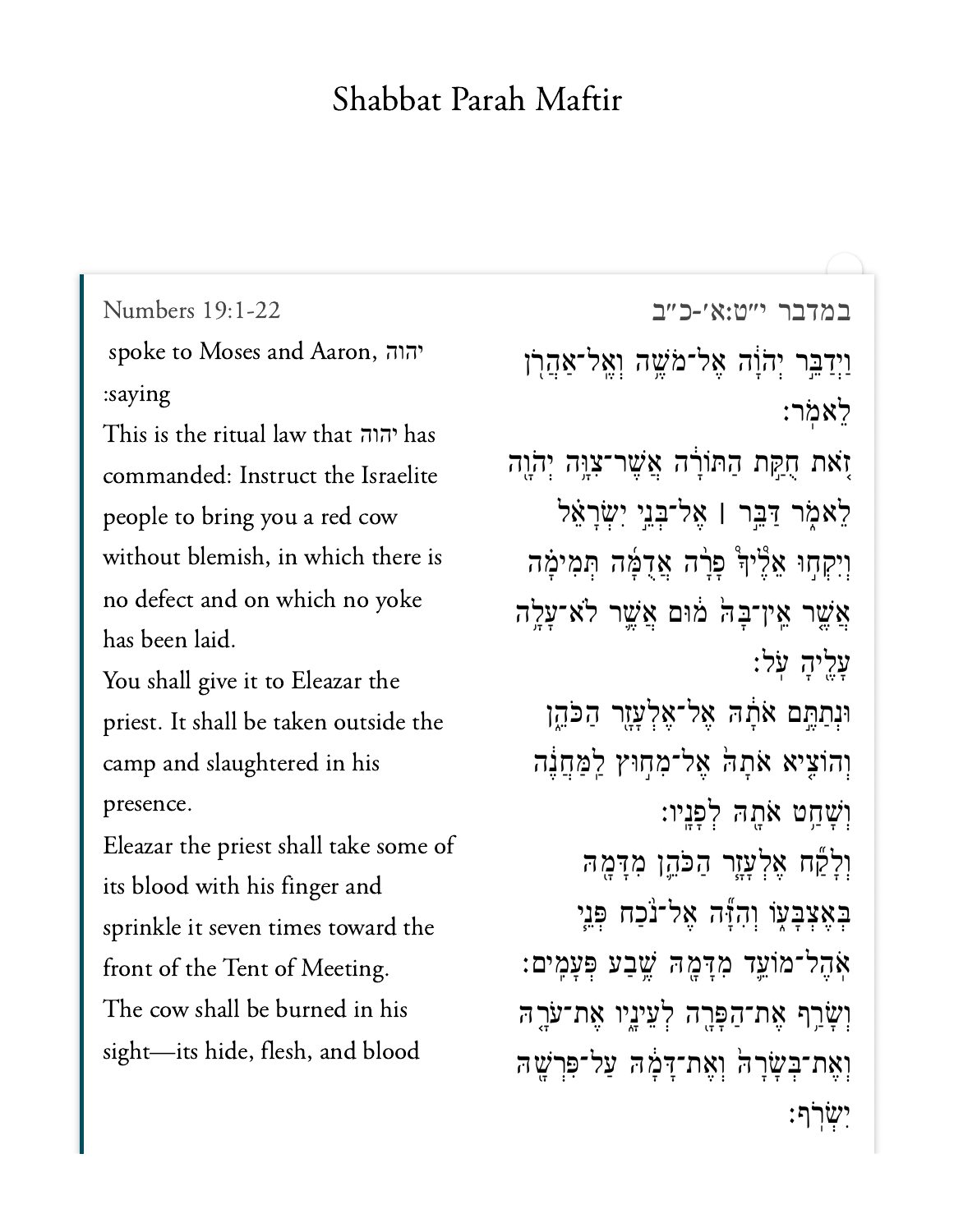# Shabbat Parah Maftir

Numbers 19:1-22

במדבר י״ט:א׳-כ״ב

יהוה spoke to Moses and Aaron, saying:

וַיְדַבֵּ֣ר יְהֹוָ֔ה אֶל־מֹשֶׁ֥ה וְאֶֽל־אַהֲרֹ֖ן לֵאמֹֽר׃

This is the ritual law that יהוה has commanded: Instruct the Israelite people to bring you a red cow without blemish, in which there is no defect and on which no yoke has been laid.

זֹ֚את חֻקַּ֣ת הַתּוֹרָ֔ה אֲשֶׁר־צִוָּ֥ה יְהֹוָ֖ה לֵאמֹ֑ר דַּבֵּ֣ר ׀ אֶל־בְּנֵ֣י יִשְׂרָאֵ֗ל וְיִקְח֣וּ אֵלֶ֜יךָ פָרָ֨ה אֲדֻמָּ֜ה תְּמִימָ֗ה אֲשֶׁ֤ר אֵין־בָּהּ֙ מ֔וּם אֲשֶׁ֛ר לֹא־עָלָ֥ה עָלֶ֖יהָ עֹֽל׃

You shall give it to Eleazar the priest. It shall be taken outside the camp and slaughtered in his presence.

וּנְתַתֶּ֣ם אֹתָ֔הּ אֶל־אֶלְעָזָ֖ר הַכֹּהֵ֑ן וְהוֹצִ֤יא אֹתָהּ֙ אֶל־מִח֣וּץ לַֽמַּחֲנֶ֔ה וְשָׁחַ֥ט אֹתָ֖הּ לְפָנָֽיו׃

Eleazar the priest shall take some of its blood with his finger and sprinkle it seven times toward the front of the Tent of Meeting.

וְלָקַ֞ח אֶלְעָזָ֧ר הַכֹּהֵ֛ן מִדָּמָ֖הּ בְּאֶצְבָּע֑וֹ וְהִזָּ֞ה אֶל־נֹ֨כַח פְּנֵ֧י אֹֽהֶל־מוֹעֵ֛ד מִדָּמָ֖הּ שֶׁ֥בַע פְּעָמִֽים׃

The cow shall be burned in his sight—its hide, flesh, and blood

וְשָׂרַ֥ף אֶת־הַפָּרָ֖ה לְעֵינָ֑יו אֶת־עֹרָ֤הּ וְאֶת־בְּשָׂרָהּ֙ וְאֶת־דָּמָ֔הּ עַל־פִּרְשָׁ֖הּ יִשְׂרֹֽף׃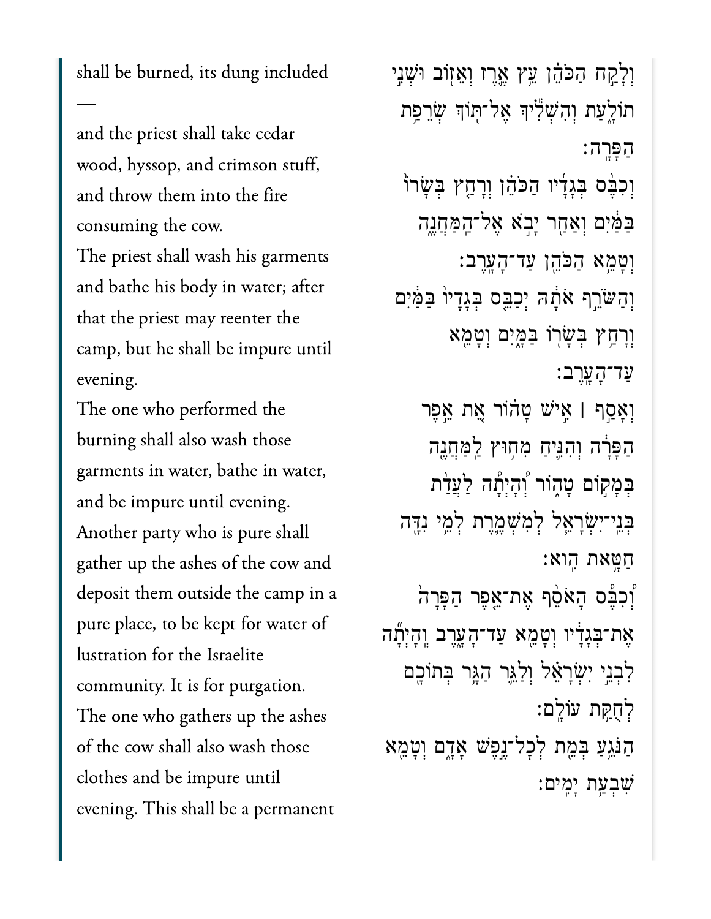shall be burned, its dung included —

and the priest shall take cedar wood, hyssop, and crimson stuff, and throw them into the fire consuming the cow.

The priest shall wash his garments and bathe his body in water; after that the priest may reenter the camp, but he shall be impure until evening.

The one who performed the burning shall also wash those garments in water, bathe in water, and be impure until evening.

Another party who is pure shall gather up the ashes of the cow and deposit them outside the camp in a pure place, to be kept for water of lustration for the Israelite community. It is for purgation.

The one who gathers up the ashes of the cow shall also wash those clothes and be impure until evening. This shall be a permanent

וְלָקַ֣ח הַכֹּהֵ֗ן עֵ֥ץ אֶ֛רֶז וְאֵז֖וֹב וּשְׁנִ֣י תוֹלָ֑עַת וְהִשְׁלִ֕יךְ אֶל־תּ֖וֹךְ שְׂרֵפַ֥ת הַפָּרָֽה׃

וְכִבֶּ֨ס בְּגָדָ֜יו הַכֹּהֵ֗ן וְרָחַ֤ץ בְּשָׂרוֹ֙ בַּמַּ֔יִם וְאַחַ֖ר יָבֹ֣א אֶל־הַֽמַּחֲנֶ֑ה וְטָמֵ֥א הַכֹּהֵ֖ן עַד־הָעָֽרֶב׃

וְהַשֹּׂרֵ֣ף אֹתָ֔הּ יְכַבֵּ֤ס בְּגָדָיו֙ בַּמַּ֔יִם וְרָחַ֥ץ בְּשָׂר֖וֹ בַּמָּ֑יִם וְטָמֵ֖א עַד־הָעָֽרֶב׃

וְאָסַ֣ף ׀ אִ֣ישׁ טָה֗וֹר אֵ֚ת אֵ֣פֶר הַפָּרָ֔ה וְהִנִּ֛יחַ מִח֥וּץ לַֽמַּחֲנֶ֖ה בְּמָק֣וֹם טָה֑וֹר וְהָ֨יְתָ֜ה לַעֲדַ֧ת בְּנֵֽי־יִשְׂרָאֵ֛ל לְמִשְׁמֶ֖רֶת לְמֵ֣י נִדָּ֑ה חַטָּ֖את הִֽוא׃

וְ֠כִבֶּס הָאֹסֵ֨ף אֶת־אֵ֤פֶר הַפָּרָה֙ אֶת־בְּגָדָ֔יו וְטָמֵ֖א עַד־הָעָ֑רֶב וְֽהָיְתָ֞ה לִבְנֵ֣י יִשְׂרָאֵ֗ל וְלַגֵּ֛ר הַגָּ֥ר בְּתוֹכָ֖ם לְחֻקַּ֥ת עוֹלָֽם׃

הַנֹּגֵ֥עַ בְּמֵ֖ת לְכָל־נֶ֣פֶשׁ אָדָ֑ם וְטָמֵ֖א שִׁבְעַ֥ת יָמִֽים׃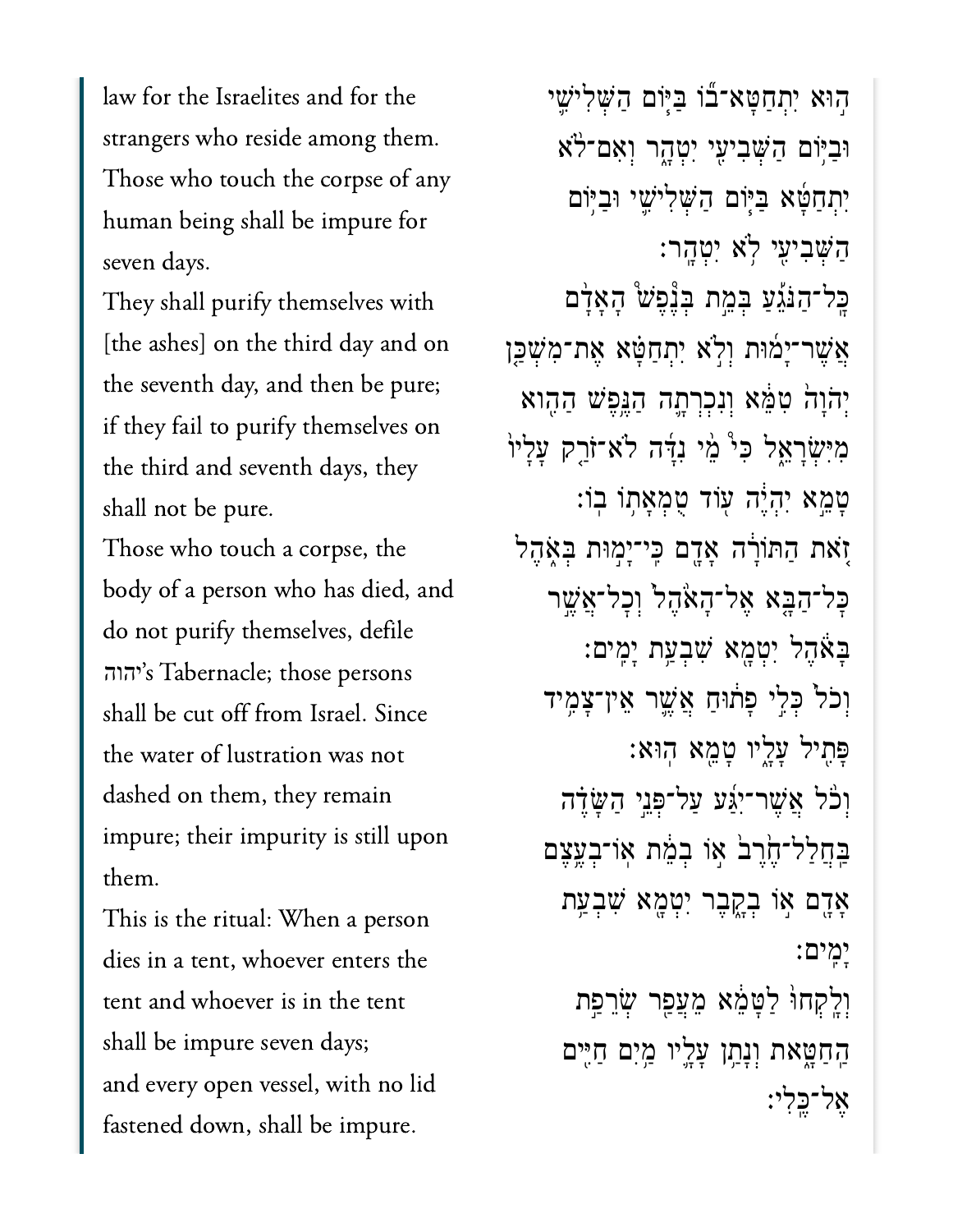law for the Israelites and for the strangers who reside among them.

Those who touch the corpse of any human being shall be impure for seven days.

They shall purify themselves with [the ashes] on the third day and on the seventh day, and then be pure; if they fail to purify themselves on the third and seventh days, they shall not be pure.

Those who touch a corpse, the body of a person who has died, and do not purify themselves, defile יהוה's Tabernacle; those persons shall be cut off from Israel. Since the water of lustration was not dashed on them, they remain impure; their impurity is still upon them.

This is the ritual: When a person dies in a tent, whoever enters the tent and whoever is in the tent shall be impure seven days;

and every open vessel, with no lid fastened down, shall be impure.

הָ֣וּא יִתְחַטָּא־ב֞וֹ בַּיּ֧וֹם הַשְּׁלִישִׁ֛י וּבַיּ֥וֹם הַשְּׁבִיעִ֖י יִטְהָ֑ר וְאִם־לֹ֨א יִתְחַטָּ֜א בַּיּ֧וֹם הַשְּׁלִישִׁ֛י וּבַיּ֥וֹם הַשְּׁבִיעִ֖י לֹ֥א יִטְהָֽר׃

כָּל־הַנֹּגֵ֡עַ בְּמֵ֣ת בְּנֶ֣פֶשׁ הָאָדָם֩ אֲשֶׁר־יָמ֨וּת וְלֹ֣א יִתְחַטָּ֗א אֶת־מִשְׁכַּ֤ן יְהֹוָה֙ טִמֵּ֔א וְנִכְרְתָ֛ה הַנֶּ֥פֶשׁ הַהִ֖וא מִיִּשְׂרָאֵ֑ל כִּי֩ מֵ֨י נִדָּ֜ה לֹא־זֹרַ֤ק עָלָיו֙ טָמֵ֣א יִהְיֶ֔ה ע֖וֹד טֻמְאָת֥וֹ בֽוֹ׃

זֹ֚את הַתּוֹרָ֔ה אָדָ֖ם כִּי־יָמ֣וּת בְּאֹ֑הֶל כָּל־הַבָּ֤א אֶל־הָאֹ֙הֶל֙ וְכָל־אֲשֶׁ֣ר בָּאֹ֔הֶל יִטְמָ֖א שִׁבְעַ֥ת יָמִֽים׃

וְכֹל֙ כְּלִ֣י פָת֔וּחַ אֲשֶׁ֛ר אֵין־צָמִ֥יד פָּתִ֖יל עָלָ֑יו טָמֵ֖א הֽוּא׃

וְכֹ֨ל אֲשֶׁר־יִגַּ֜ע עַל־פְּנֵ֣י הַשָּׂדֶ֗ה בַּֽחֲלַל־חֶ֙רֶב֙ א֣וֹ בְמֵ֔ת אוֹ־בְעֶ֥צֶם אָדָ֖ם א֣וֹ בְקָ֑בֶר יִטְמָ֖א שִׁבְעַ֥ת יָמִֽים׃

וְלָֽקְחוּ֙ לַטָּמֵ֔א מֵעֲפַ֖ר שְׂרֵפַ֣ת הַֽחַטָּ֑את וְנָתַ֥ן עָלָ֛יו מַ֥יִם חַיִּ֖ים אֶל־כֶּֽלִי׃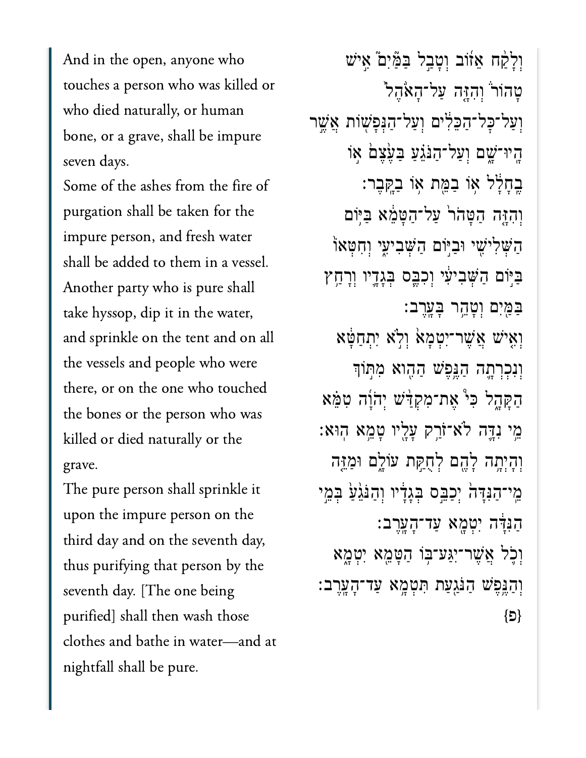And in the open, anyone who touches a person who was killed or who died naturally, or human bone, or a grave, shall be impure seven days.

Some of the ashes from the fire of purgation shall be taken for the impure person, and fresh water shall be added to them in a vessel.

Another party who is pure shall take hyssop, dip it in the water, and sprinkle on the tent and on all the vessels and people who were there, or on the one who touched the bones or the person who was killed or died naturally or the grave.

The pure person shall sprinkle it upon the impure person on the third day and on the seventh day, thus purifying that person by the seventh day. [The one being purified] shall then wash those clothes and bathe in water—and at nightfall shall be pure.

וְלָקַ֨ח אֵז֜וֹב וְטָבַ֣ל בַּמַּ֘יִם֮ אִ֣ישׁ טָהוֹר֒ וְהִזָּ֤ה עַל־הָאֹ֙הֶל֙ וְעַל־כָּל־הַכֵּלִ֔ים וְעַל־הַנְּפָשׁ֖וֹת אֲשֶׁ֣ר הָֽיוּ־שָׁ֑ם וְעַל־הַנֹּגֵ֗עַ בַּעֶ֙צֶם֙ א֣וֹ בֶֽחָלָ֔ל א֥וֹ בַמֵּ֖ת א֥וֹ בַקָּֽבֶר׃ וְהִזָּ֤ה הַטָּהֹר֙ עַל־הַטָּמֵ֔א בַּיּ֥וֹם הַשְּׁלִישִׁ֖י וּבַיּ֣וֹם הַשְּׁבִיעִ֑י וְחִטְּאוֹ֙ בַּיּ֣וֹם הַשְּׁבִיעִ֔י וְכִבֶּ֧ס בְּגָדָ֛יו וְרָחַ֥ץ בַּמַּ֖יִם וְטָהֵ֥ר בָּעָֽרֶב׃ וְאִ֤ישׁ אֲשֶׁר־יִטְמָא֙ וְלֹ֣א יִתְחַטָּ֔א וְנִכְרְתָ֛ה הַנֶּ֥פֶשׁ הַהִ֖וא מִתּ֣וֹךְ הַקָּהָ֑ל כִּי֩ אֶת־מִקְדַּ֨שׁ יְהֹוָ֜ה טִמֵּ֗א מֵ֥י נִדָּ֛ה לֹא־זֹרַ֥ק עָלָ֖יו טָמֵ֥א הֽוּא׃ וְהָיְתָ֥ה לָהֶ֖ם לְחֻקַּ֣ת עוֹלָ֑ם וּמַזֵּ֤ה מֵֽי־הַנִּדָּה֙ יְכַבֵּ֣ס בְּגָדָ֔יו וְהַנֹּגֵ֙עַ֙ בְּמֵ֣י הַנִּדָּ֔ה יִטְמָ֖א עַד־הָעָֽרֶב׃ וְכֹ֛ל אֲשֶׁר־יִגַּע־בּ֥וֹ הַטָּמֵ֖א יִטְמָ֑א וְהַנֶּ֥פֶשׁ הַנֹּגַ֖עַת תִּטְמָ֥א עַד־הָעָֽרֶב׃ {פ}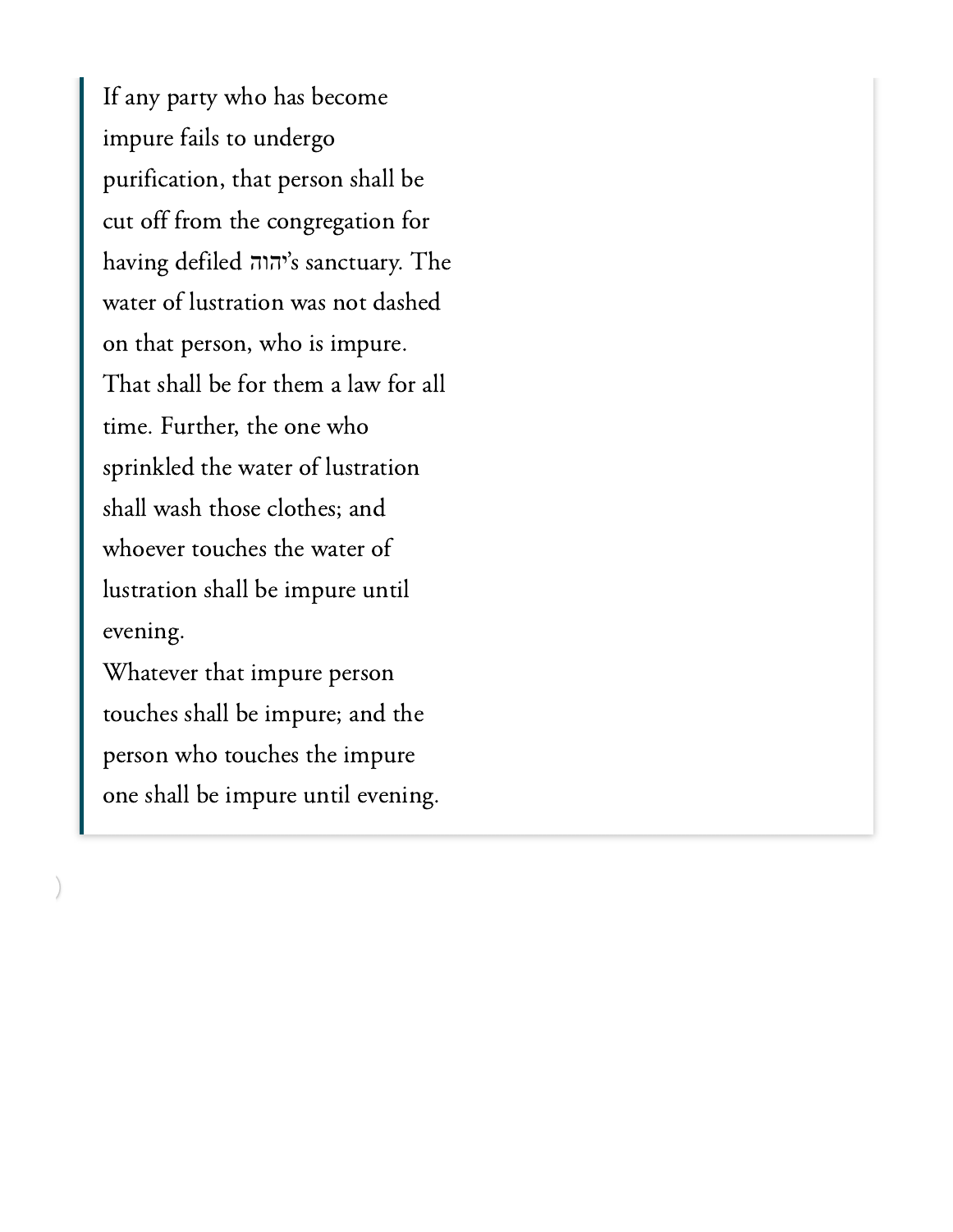> If any party who has become impure fails to undergo purification, that person shall be cut off from the congregation for having defiled יהוה's sanctuary. The water of lustration was not dashed on that person, who is impure. That shall be for them a law for all time. Further, the one who sprinkled the water of lustration shall wash those clothes; and whoever touches the water of lustration shall be impure until evening.
> Whatever that impure person touches shall be impure; and the person who touches the impure one shall be impure until evening.